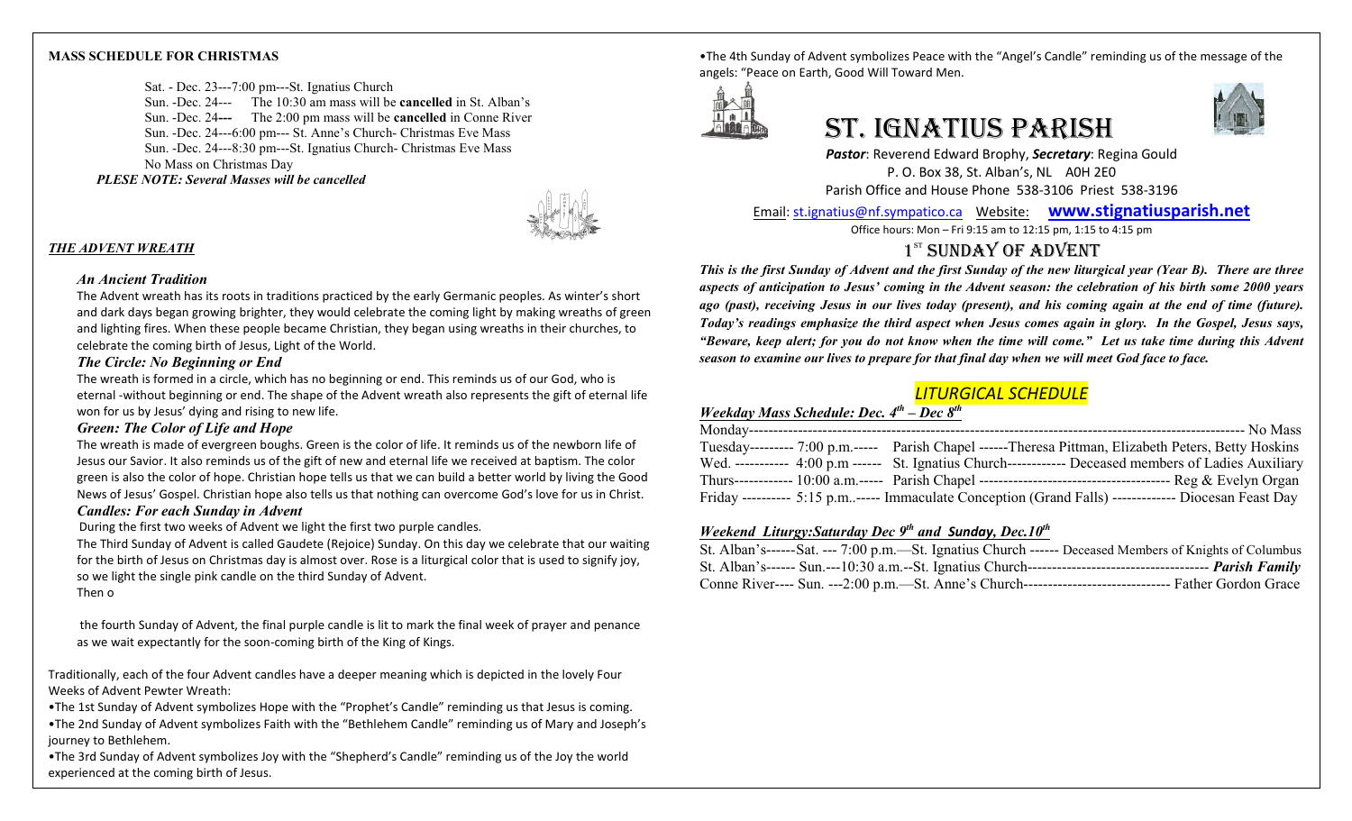**MASS SCHEDULE FOR CHRISTMAS**

Sat. - Dec. 23---7:00 pm---St. Ignatius Church
Sun. -Dec. 24--- The 10:30 am mass will be **cancelled** in St. Alban's
Sun. -Dec. 24--- The 2:00 pm mass will be **cancelled** in Conne River
Sun. -Dec. 24---6:00 pm--- St. Anne's Church- Christmas Eve Mass
Sun. -Dec. 24---8:30 pm---St. Ignatius Church- Christmas Eve Mass
No Mass on Christmas Day

***PLESE NOTE: Several Masses will be cancelled***

***THE ADVENT WREATH***

***An Ancient Tradition***

The Advent wreath has its roots in traditions practiced by the early Germanic peoples. As winter's short and dark days began growing brighter, they would celebrate the coming light by making wreaths of green and lighting fires. When these people became Christian, they began using wreaths in their churches, to celebrate the coming birth of Jesus, Light of the World.

***The Circle: No Beginning or End***

The wreath is formed in a circle, which has no beginning or end. This reminds us of our God, who is eternal -without beginning or end. The shape of the Advent wreath also represents the gift of eternal life won for us by Jesus' dying and rising to new life.

***Green: The Color of Life and Hope***

The wreath is made of evergreen boughs. Green is the color of life. It reminds us of the newborn life of Jesus our Savior. It also reminds us of the gift of new and eternal life we received at baptism. The color green is also the color of hope. Christian hope tells us that we can build a better world by living the Good News of Jesus' Gospel. Christian hope also tells us that nothing can overcome God's love for us in Christ.

***Candles: For each Sunday in Advent***

During the first two weeks of Advent we light the first two purple candles.

The Third Sunday of Advent is called Gaudete (Rejoice) Sunday. On this day we celebrate that our waiting for the birth of Jesus on Christmas day is almost over. Rose is a liturgical color that is used to signify joy, so we light the single pink candle on the third Sunday of Advent.

Then o

the fourth Sunday of Advent, the final purple candle is lit to mark the final week of prayer and penance as we wait expectantly for the soon-coming birth of the King of Kings.

Traditionally, each of the four Advent candles have a deeper meaning which is depicted in the lovely Four Weeks of Advent Pewter Wreath:

- The 1st Sunday of Advent symbolizes Hope with the "Prophet's Candle" reminding us that Jesus is coming.
- The 2nd Sunday of Advent symbolizes Faith with the "Bethlehem Candle" reminding us of Mary and Joseph's journey to Bethlehem.
- The 3rd Sunday of Advent symbolizes Joy with the "Shepherd's Candle" reminding us of the Joy the world experienced at the coming birth of Jesus.
- The 4th Sunday of Advent symbolizes Peace with the "Angel's Candle" reminding us of the message of the angels: "Peace on Earth, Good Will Toward Men.

# ST. IGNATIUS PARISH

***Pastor***: Reverend Edward Brophy, ***Secretary***: Regina Gould
P. O. Box 38, St. Alban's, NL A0H 2E0
Parish Office and House Phone 538-3106 Priest 538-3196
Email: st.ignatius@nf.sympatico.ca Website: **www.stignatiusparish.net**
Office hours: Mon – Fri 9:15 am to 12:15 pm, 1:15 to 4:15 pm

## 1ST SUNDAY OF ADVENT

***This is the first Sunday of Advent and the first Sunday of the new liturgical year (Year B). There are three aspects of anticipation to Jesus' coming in the Advent season: the celebration of his birth some 2000 years ago (past), receiving Jesus in our lives today (present), and his coming again at the end of time (future). Today's readings emphasize the third aspect when Jesus comes again in glory. In the Gospel, Jesus says, "Beware, keep alert; for you do not know when the time will come." Let us take time during this Advent season to examine our lives to prepare for that final day when we will meet God face to face.***

## *LITURGICAL SCHEDULE*

***Weekday Mass Schedule: Dec. 4th – Dec 8th***

Monday------------------------------------------------------------------------------------------------------- No Mass
Tuesday--------- 7:00 p.m.----- Parish Chapel ------Theresa Pittman, Elizabeth Peters, Betty Hoskins
Wed. ----------- 4:00 p.m ------ St. Ignatius Church------------ Deceased members of Ladies Auxiliary
Thurs------------ 10:00 a.m.----- Parish Chapel --------------------------------------- Reg & Evelyn Organ
Friday ---------- 5:15 p.m..----- Immaculate Conception (Grand Falls) ------------- Diocesan Feast Day

***Weekend Liturgy:Saturday Dec 9th and Sunday, Dec.10th***

St. Alban's------Sat. --- 7:00 p.m.—St. Ignatius Church ------ Deceased Members of Knights of Columbus
St. Alban's------ Sun.---10:30 a.m.--St. Ignatius Church------------------------------------- ***Parish Family***
Conne River---- Sun. ---2:00 p.m.—St. Anne's Church------------------------------ Father Gordon Grace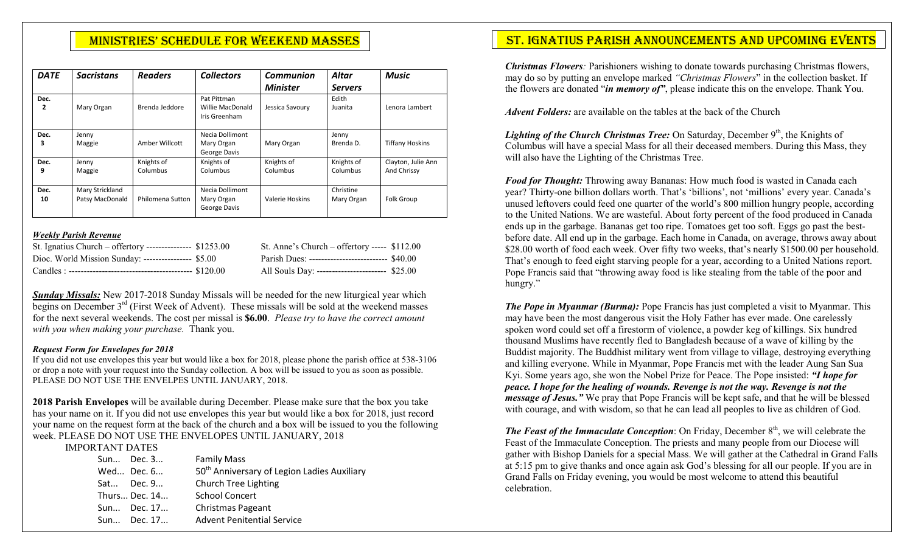## MINISTRIES' SCHEDULE FOR WEEKEND MASSES

| *DATE* | *Sacristans* | *Readers* | *Collectors* | *Communion Minister* | *Altar Servers* | *Music* |
|---|---|---|---|---|---|---|
| Dec. 2 | Mary Organ | Brenda Jeddore | Pat Pittman<br>Willie MacDonald<br>Iris Greenham | Jessica Savoury | Edith<br>Juanita | Lenora Lambert |
| Dec. 3 | Jenny<br>Maggie | Amber Willcott | Necia Dollimont<br>Mary Organ<br>George Davis | Mary Organ | Jenny<br>Brenda D. | Tiffany Hoskins |
| Dec. 9 | Jenny<br>Maggie | Knights of Columbus | Knights of Columbus | Knights of Columbus | Knights of Columbus | Clayton, Julie Ann And Chrissy |
| Dec. 10 | Mary Strickland<br>Patsy MacDonald | Philomena Sutton | Necia Dollimont<br>Mary Organ<br>George Davis | Valerie Hoskins | Christine<br>Mary Organ | Folk Group |

***Weekly Parish Revenue***

| | | | |
|---|---|---|---|
| St. Ignatius Church – offertory --------------- | $1253.00 | St. Anne's Church – offertory ----- | $112.00 |
| Dioc. World Mission Sunday: ---------------- | $5.00 | Parish Dues: -------------------------- | $40.00 |
| Candles : ----------------------------------------- | $120.00 | All Souls Day: ----------------------- | $25.00 |

***Sunday Missals:*** New 2017-2018 Sunday Missals will be needed for the new liturgical year which begins on December 3rd (First Week of Advent). These missals will be sold at the weekend masses for the next several weekends. The cost per missal is **$6.00**. *Please try to have the correct amount with you when making your purchase.* Thank you.

***Request Form for Envelopes for 2018***

If you did not use envelopes this year but would like a box for 2018, please phone the parish office at 538-3106 or drop a note with your request into the Sunday collection. A box will be issued to you as soon as possible. PLEASE DO NOT USE THE ENVELPES UNTIL JANUARY, 2018.

**2018 Parish Envelopes** will be available during December. Please make sure that the box you take has your name on it. If you did not use envelopes this year but would like a box for 2018, just record your name on the request form at the back of the church and a box will be issued to you the following week. PLEASE DO NOT USE THE ENVELOPES UNTIL JANUARY, 2018

IMPORTANT DATES

| | |
|---|---|
| Sun... Dec. 3... | Family Mass |
| Wed... Dec. 6... | 50th Anniversary of Legion Ladies Auxiliary |
| Sat... Dec. 9... | Church Tree Lighting |
| Thurs... Dec. 14... | School Concert |
| Sun... Dec. 17... | Christmas Pageant |
| Sun... Dec. 17... | Advent Penitential Service |

## ST. IGNATIUS PARISH ANNOUNCEMENTS AND UPCOMING EVENTS

***Christmas Flowers:*** Parishioners wishing to donate towards purchasing Christmas flowers, may do so by putting an envelope marked *"Christmas Flowers*" in the collection basket. If the flowers are donated "***in memory of"***, please indicate this on the envelope. Thank You.

***Advent Folders:*** are available on the tables at the back of the Church

***Lighting of the Church Christmas Tree:*** On Saturday, December 9th, the Knights of Columbus will have a special Mass for all their deceased members. During this Mass, they will also have the Lighting of the Christmas Tree.

***Food for Thought:*** Throwing away Bananas: How much food is wasted in Canada each year? Thirty-one billion dollars worth. That's 'billions', not 'millions' every year. Canada's unused leftovers could feed one quarter of the world's 800 million hungry people, according to the United Nations. We are wasteful. About forty percent of the food produced in Canada ends up in the garbage. Bananas get too ripe. Tomatoes get too soft. Eggs go past the best-before date. All end up in the garbage. Each home in Canada, on average, throws away about $28.00 worth of food each week. Over fifty two weeks, that's nearly $1500.00 per household. That's enough to feed eight starving people for a year, according to a United Nations report. Pope Francis said that "throwing away food is like stealing from the table of the poor and hungry."

***The Pope in Myanmar (Burma):*** Pope Francis has just completed a visit to Myanmar. This may have been the most dangerous visit the Holy Father has ever made. One carelessly spoken word could set off a firestorm of violence, a powder keg of killings. Six hundred thousand Muslims have recently fled to Bangladesh because of a wave of killing by the Buddist majority. The Buddhist military went from village to village, destroying everything and killing everyone. While in Myanmar, Pope Francis met with the leader Aung San Sua Kyi. Some years ago, she won the Nobel Prize for Peace. The Pope insisted: ***"I hope for peace. I hope for the healing of wounds. Revenge is not the way. Revenge is not the message of Jesus."*** We pray that Pope Francis will be kept safe, and that he will be blessed with courage, and with wisdom, so that he can lead all peoples to live as children of God.

***The Feast of the Immaculate Conception***: On Friday, December 8th, we will celebrate the Feast of the Immaculate Conception. The priests and many people from our Diocese will gather with Bishop Daniels for a special Mass. We will gather at the Cathedral in Grand Falls at 5:15 pm to give thanks and once again ask God's blessing for all our people. If you are in Grand Falls on Friday evening, you would be most welcome to attend this beautiful celebration.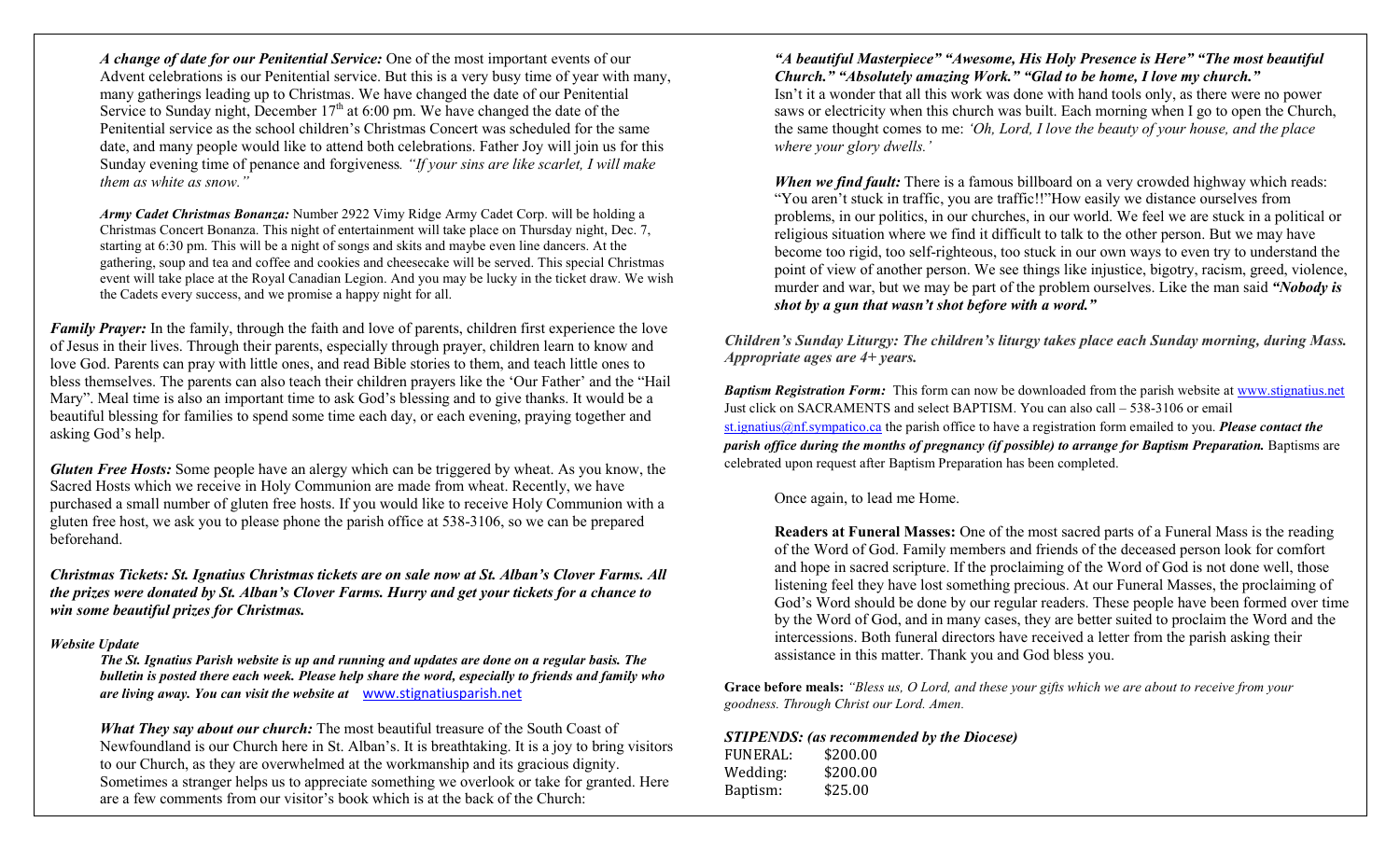***A change of date for our Penitential Service:*** One of the most important events of our Advent celebrations is our Penitential service. But this is a very busy time of year with many, many gatherings leading up to Christmas. We have changed the date of our Penitential Service to Sunday night, December 17th at 6:00 pm. We have changed the date of the Penitential service as the school children's Christmas Concert was scheduled for the same date, and many people would like to attend both celebrations. Father Joy will join us for this Sunday evening time of penance and forgiveness. *"If your sins are like scarlet, I will make them as white as snow."*

***Army Cadet Christmas Bonanza:*** Number 2922 Vimy Ridge Army Cadet Corp. will be holding a Christmas Concert Bonanza. This night of entertainment will take place on Thursday night, Dec. 7, starting at 6:30 pm. This will be a night of songs and skits and maybe even line dancers. At the gathering, soup and tea and coffee and cookies and cheesecake will be served. This special Christmas event will take place at the Royal Canadian Legion. And you may be lucky in the ticket draw. We wish the Cadets every success, and we promise a happy night for all.

***Family Prayer:*** In the family, through the faith and love of parents, children first experience the love of Jesus in their lives. Through their parents, especially through prayer, children learn to know and love God. Parents can pray with little ones, and read Bible stories to them, and teach little ones to bless themselves. The parents can also teach their children prayers like the 'Our Father' and the "Hail Mary". Meal time is also an important time to ask God's blessing and to give thanks. It would be a beautiful blessing for families to spend some time each day, or each evening, praying together and asking God's help.

***Gluten Free Hosts:*** Some people have an alergy which can be triggered by wheat. As you know, the Sacred Hosts which we receive in Holy Communion are made from wheat. Recently, we have purchased a small number of gluten free hosts. If you would like to receive Holy Communion with a gluten free host, we ask you to please phone the parish office at 538-3106, so we can be prepared beforehand.

***Christmas Tickets: St. Ignatius Christmas tickets are on sale now at St. Alban's Clover Farms. All the prizes were donated by St. Alban's Clover Farms. Hurry and get your tickets for a chance to win some beautiful prizes for Christmas.***

***Website Update***

***The St. Ignatius Parish website is up and running and updates are done on a regular basis. The bulletin is posted there each week. Please help share the word, especially to friends and family who are living away. You can visit the website at*** www.stignatiusparish.net

***What They say about our church:*** The most beautiful treasure of the South Coast of Newfoundland is our Church here in St. Alban's. It is breathtaking. It is a joy to bring visitors to our Church, as they are overwhelmed at the workmanship and its gracious dignity. Sometimes a stranger helps us to appreciate something we overlook or take for granted. Here are a few comments from our visitor's book which is at the back of the Church:

***"A beautiful Masterpiece" "Awesome, His Holy Presence is Here" "The most beautiful Church." "Absolutely amazing Work." "Glad to be home, I love my church."***
Isn't it a wonder that all this work was done with hand tools only, as there were no power saws or electricity when this church was built. Each morning when I go to open the Church, the same thought comes to me: *'Oh, Lord, I love the beauty of your house, and the place where your glory dwells.'*

***When we find fault:*** There is a famous billboard on a very crowded highway which reads: "You aren't stuck in traffic, you are traffic!!"How easily we distance ourselves from problems, in our politics, in our churches, in our world. We feel we are stuck in a political or religious situation where we find it difficult to talk to the other person. But we may have become too rigid, too self-righteous, too stuck in our own ways to even try to understand the point of view of another person. We see things like injustice, bigotry, racism, greed, violence, murder and war, but we may be part of the problem ourselves. Like the man said ***"Nobody is shot by a gun that wasn't shot before with a word."***

***Children's Sunday Liturgy: The children's liturgy takes place each Sunday morning, during Mass. Appropriate ages are 4+ years.***

***Baptism Registration Form:*** This form can now be downloaded from the parish website at www.stignatius.net Just click on SACRAMENTS and select BAPTISM. You can also call – 538-3106 or email st.ignatius@nf.sympatico.ca the parish office to have a registration form emailed to you. ***Please contact the parish office during the months of pregnancy (if possible) to arrange for Baptism Preparation.*** Baptisms are celebrated upon request after Baptism Preparation has been completed.

Once again, to lead me Home.

**Readers at Funeral Masses:** One of the most sacred parts of a Funeral Mass is the reading of the Word of God. Family members and friends of the deceased person look for comfort and hope in sacred scripture. If the proclaiming of the Word of God is not done well, those listening feel they have lost something precious. At our Funeral Masses, the proclaiming of God's Word should be done by our regular readers. These people have been formed over time by the Word of God, and in many cases, they are better suited to proclaim the Word and the intercessions. Both funeral directors have received a letter from the parish asking their assistance in this matter. Thank you and God bless you.

**Grace before meals:** *"Bless us, O Lord, and these your gifts which we are about to receive from your goodness. Through Christ our Lord. Amen.*

***STIPENDS: (as recommended by the Diocese)***

| | |
|---|---|
| FUNERAL: | $200.00 |
| Wedding: | $200.00 |
| Baptism: | $25.00 |